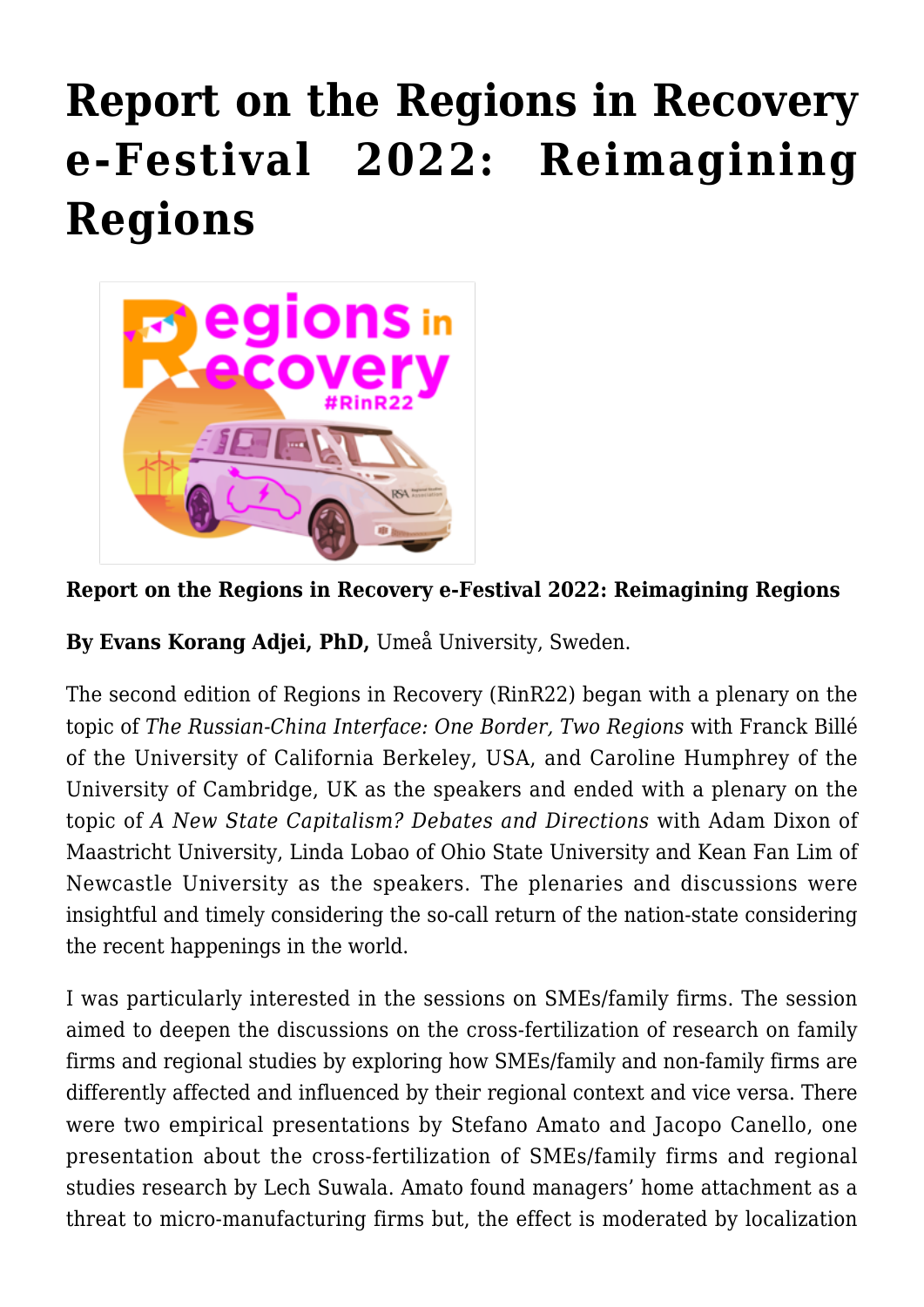# Report on the Regions in Recovery e-Festival 2022: Reimagining Regions

**Report on the Regions in Recovery e-Festival 2022: Reimagining Regions**

**By Evans Korang Adjei, PhD,** Umeå University, Sweden.

The second edition of Regions in Recovery (RinR22) began with a plenary on the topic of *The Russian-China Interface: One Border, Two Regions* with Franck Billé of the University of California Berkeley, USA, and Caroline Humphrey of the University of Cambridge, UK as the speakers and ended with a plenary on the topic of *A New State Capitalism? Debates and Directions* with Adam Dixon of Maastricht University, Linda Lobao of Ohio State University and Kean Fan Lim of Newcastle University as the speakers. The plenaries and discussions were insightful and timely considering the so-call return of the nation-state considering the recent happenings in the world.

I was particularly interested in the sessions on SMEs/family firms. The session aimed to deepen the discussions on the cross-fertilization of research on family firms and regional studies by exploring how SMEs/family and non-family firms are differently affected and influenced by their regional context and vice versa. There were two empirical presentations by Stefano Amato and Jacopo Canello, one presentation about the cross-fertilization of SMEs/family firms and regional studies research by Lech Suwala. Amato found managers' home attachment as a threat to micro-manufacturing firms but, the effect is moderated by localization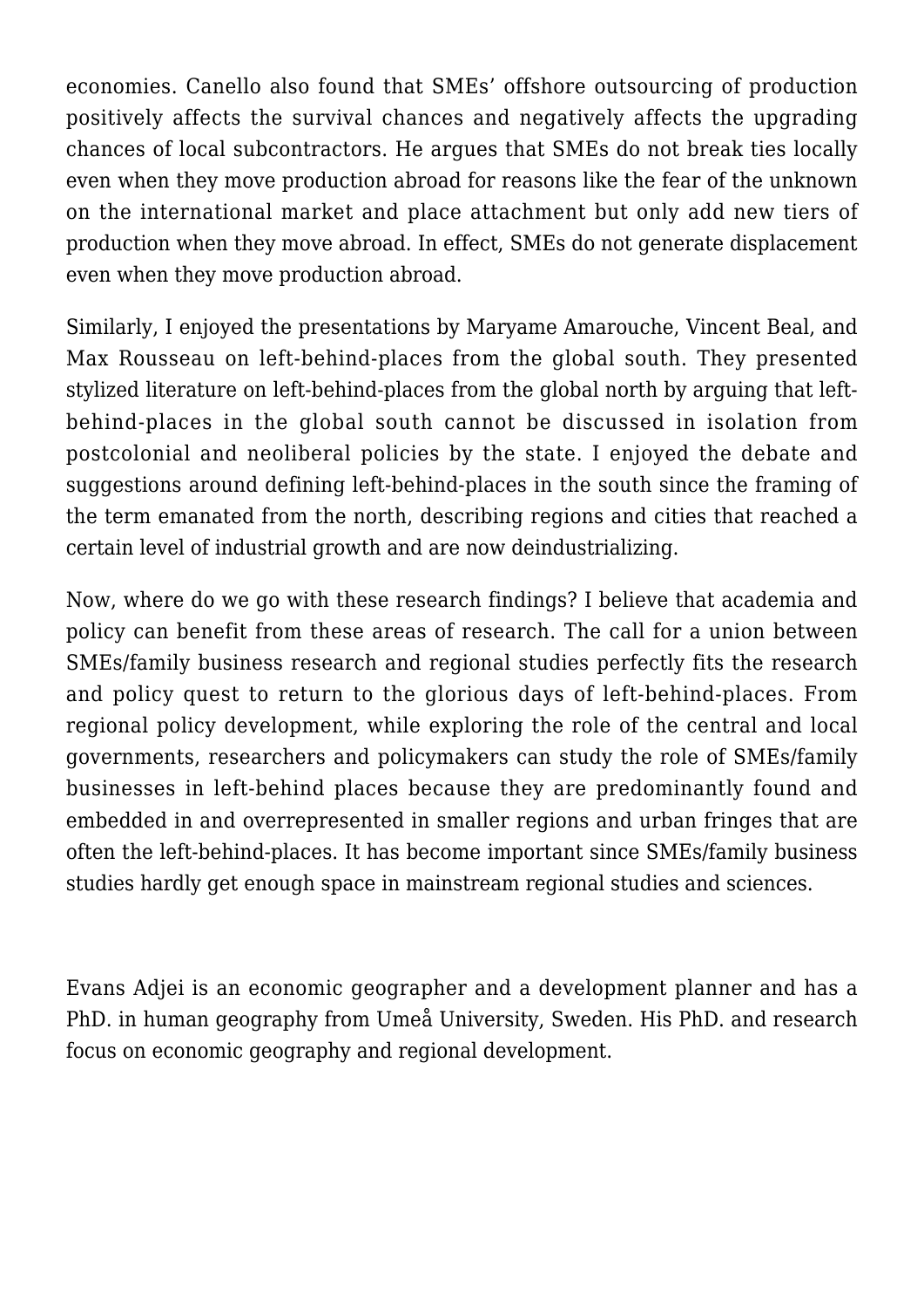economies. Canello also found that SMEs' offshore outsourcing of production positively affects the survival chances and negatively affects the upgrading chances of local subcontractors. He argues that SMEs do not break ties locally even when they move production abroad for reasons like the fear of the unknown on the international market and place attachment but only add new tiers of production when they move abroad. In effect, SMEs do not generate displacement even when they move production abroad.

Similarly, I enjoyed the presentations by Maryame Amarouche, Vincent Beal, and Max Rousseau on left-behind-places from the global south. They presented stylized literature on left-behind-places from the global north by arguing that left-behind-places in the global south cannot be discussed in isolation from postcolonial and neoliberal policies by the state. I enjoyed the debate and suggestions around defining left-behind-places in the south since the framing of the term emanated from the north, describing regions and cities that reached a certain level of industrial growth and are now deindustrializing.

Now, where do we go with these research findings? I believe that academia and policy can benefit from these areas of research. The call for a union between SMEs/family business research and regional studies perfectly fits the research and policy quest to return to the glorious days of left-behind-places. From regional policy development, while exploring the role of the central and local governments, researchers and policymakers can study the role of SMEs/family businesses in left-behind places because they are predominantly found and embedded in and overrepresented in smaller regions and urban fringes that are often the left-behind-places. It has become important since SMEs/family business studies hardly get enough space in mainstream regional studies and sciences.

Evans Adjei is an economic geographer and a development planner and has a PhD. in human geography from Umeå University, Sweden. His PhD. and research focus on economic geography and regional development.